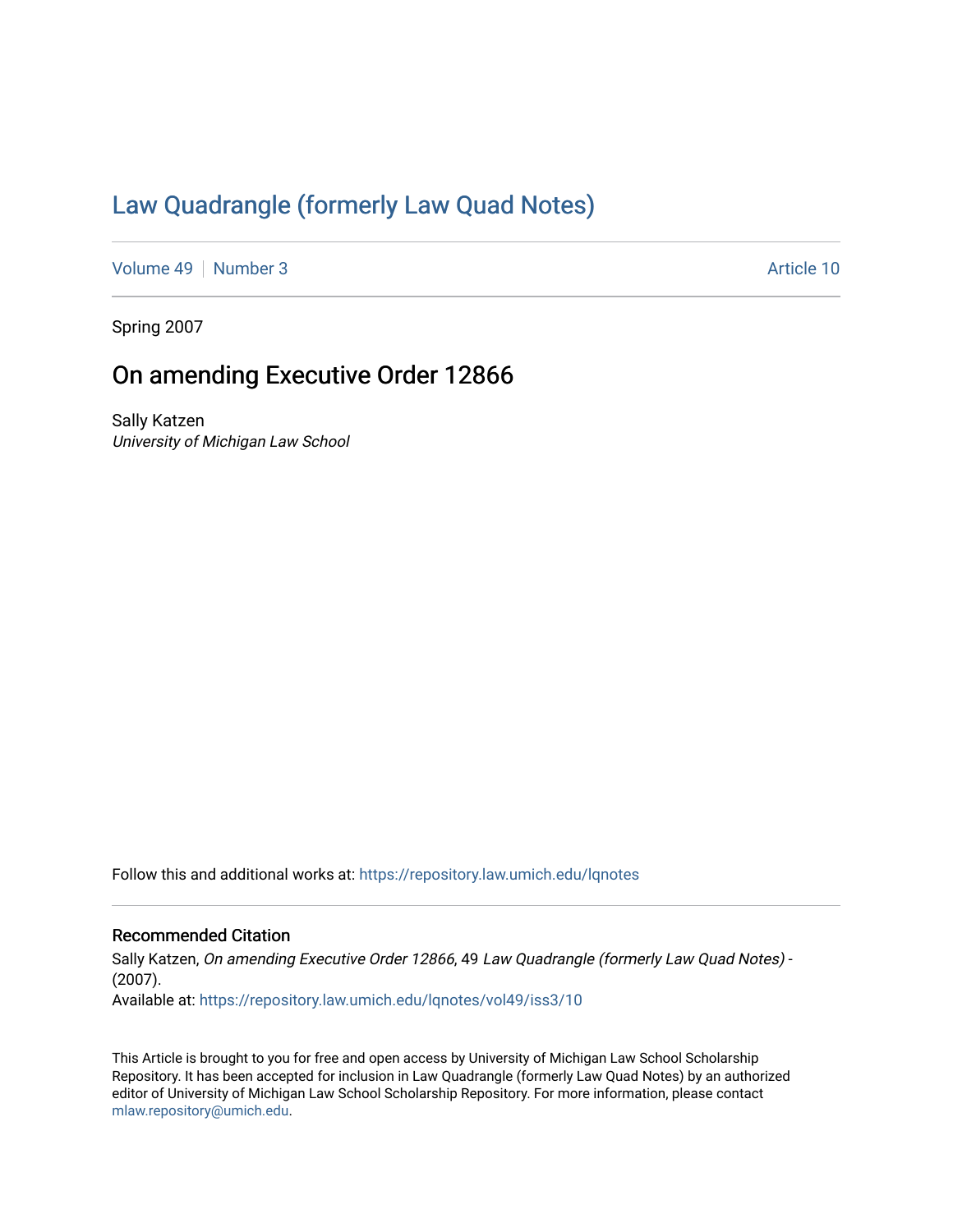# Law Quadrangle (formerly Law Quad Notes)

Volume 49 | Number 3 Article 10

Spring 2007

## On amending Executive Order 12866

Sally Katzen
*University of Michigan Law School*

Follow this and additional works at: https://repository.law.umich.edu/lqnotes

### Recommended Citation

Sally Katzen, *On amending Executive Order 12866*, 49 *Law Quadrangle (formerly Law Quad Notes)* - (2007).
Available at: https://repository.law.umich.edu/lqnotes/vol49/iss3/10

This Article is brought to you for free and open access by University of Michigan Law School Scholarship Repository. It has been accepted for inclusion in Law Quadrangle (formerly Law Quad Notes) by an authorized editor of University of Michigan Law School Scholarship Repository. For more information, please contact mlaw.repository@umich.edu.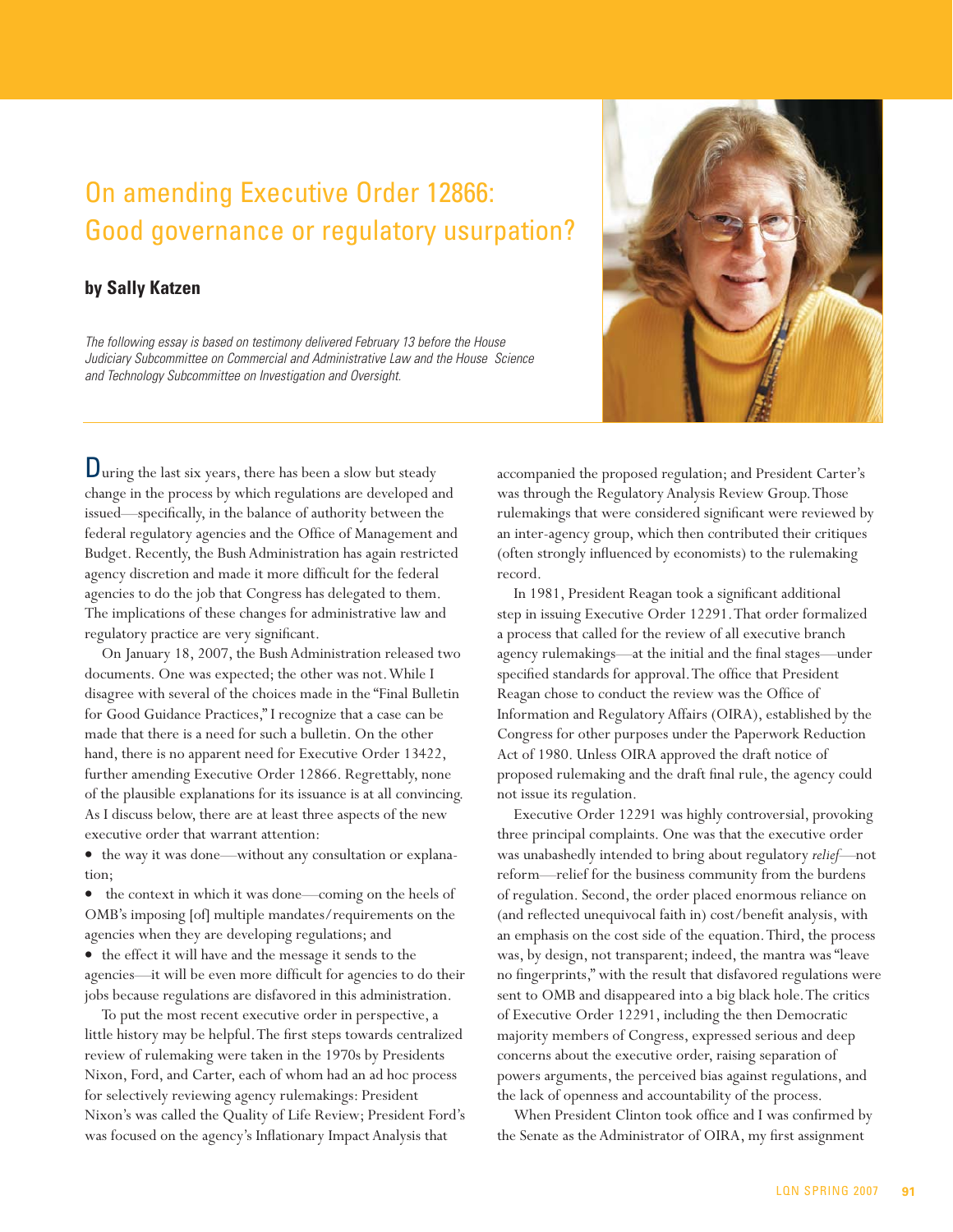# On amending Executive Order 12866: Good governance or regulatory usurpation?

**by Sally Katzen**

*The following essay is based on testimony delivered February 13 before the House Judiciary Subcommittee on Commercial and Administrative Law and the House Science and Technology Subcommittee on Investigation and Oversight.*

During the last six years, there has been a slow but steady change in the process by which regulations are developed and issued—specifically, in the balance of authority between the federal regulatory agencies and the Office of Management and Budget. Recently, the Bush Administration has again restricted agency discretion and made it more difficult for the federal agencies to do the job that Congress has delegated to them. The implications of these changes for administrative law and regulatory practice are very significant.

On January 18, 2007, the Bush Administration released two documents. One was expected; the other was not. While I disagree with several of the choices made in the "Final Bulletin for Good Guidance Practices," I recognize that a case can be made that there is a need for such a bulletin. On the other hand, there is no apparent need for Executive Order 13422, further amending Executive Order 12866. Regrettably, none of the plausible explanations for its issuance is at all convincing. As I discuss below, there are at least three aspects of the new executive order that warrant attention:

- the way it was done—without any consultation or explanation;
- the context in which it was done—coming on the heels of OMB's imposing [of] multiple mandates/requirements on the agencies when they are developing regulations; and
- the effect it will have and the message it sends to the agencies—it will be even more difficult for agencies to do their jobs because regulations are disfavored in this administration.

To put the most recent executive order in perspective, a little history may be helpful. The first steps towards centralized review of rulemaking were taken in the 1970s by Presidents Nixon, Ford, and Carter, each of whom had an ad hoc process for selectively reviewing agency rulemakings: President Nixon's was called the Quality of Life Review; President Ford's was focused on the agency's Inflationary Impact Analysis that accompanied the proposed regulation; and President Carter's was through the Regulatory Analysis Review Group. Those rulemakings that were considered significant were reviewed by an inter-agency group, which then contributed their critiques (often strongly influenced by economists) to the rulemaking record.

In 1981, President Reagan took a significant additional step in issuing Executive Order 12291. That order formalized a process that called for the review of all executive branch agency rulemakings—at the initial and the final stages—under specified standards for approval. The office that President Reagan chose to conduct the review was the Office of Information and Regulatory Affairs (OIRA), established by the Congress for other purposes under the Paperwork Reduction Act of 1980. Unless OIRA approved the draft notice of proposed rulemaking and the draft final rule, the agency could not issue its regulation.

Executive Order 12291 was highly controversial, provoking three principal complaints. One was that the executive order was unabashedly intended to bring about regulatory *relief*—not reform—relief for the business community from the burdens of regulation. Second, the order placed enormous reliance on (and reflected unequivocal faith in) cost/benefit analysis, with an emphasis on the cost side of the equation. Third, the process was, by design, not transparent; indeed, the mantra was "leave no fingerprints," with the result that disfavored regulations were sent to OMB and disappeared into a big black hole. The critics of Executive Order 12291, including the then Democratic majority members of Congress, expressed serious and deep concerns about the executive order, raising separation of powers arguments, the perceived bias against regulations, and the lack of openness and accountability of the process.

When President Clinton took office and I was confirmed by the Senate as the Administrator of OIRA, my first assignment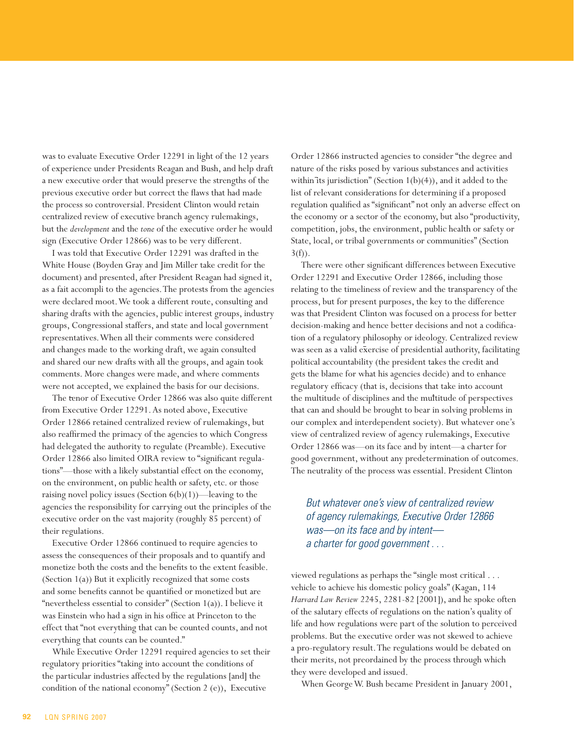was to evaluate Executive Order 12291 in light of the 12 years of experience under Presidents Reagan and Bush, and help draft a new executive order that would preserve the strengths of the previous executive order but correct the flaws that had made the process so controversial. President Clinton would retain centralized review of executive branch agency rulemakings, but the *development* and the *tone* of the executive order he would sign (Executive Order 12866) was to be very different.

I was told that Executive Order 12291 was drafted in the White House (Boyden Gray and Jim Miller take credit for the document) and presented, after President Reagan had signed it, as a fait accompli to the agencies. The protests from the agencies were declared moot. We took a different route, consulting and sharing drafts with the agencies, public interest groups, industry groups, Congressional staffers, and state and local government representatives. When all their comments were considered and changes made to the working draft, we again consulted and shared our new drafts with all the groups, and again took comments. More changes were made, and where comments were not accepted, we explained the basis for our decisions.

The tenor of Executive Order 12866 was also quite different from Executive Order 12291. As noted above, Executive Order 12866 retained centralized review of rulemakings, but also reaffirmed the primacy of the agencies to which Congress had delegated the authority to regulate (Preamble). Executive Order 12866 also limited OIRA review to "significant regulations"—those with a likely substantial effect on the economy, on the environment, on public health or safety, etc. or those raising novel policy issues (Section 6(b)(1))—leaving to the agencies the responsibility for carrying out the principles of the executive order on the vast majority (roughly 85 percent) of their regulations.

Executive Order 12866 continued to require agencies to assess the consequences of their proposals and to quantify and monetize both the costs and the benefits to the extent feasible. (Section 1(a)) But it explicitly recognized that some costs and some benefits cannot be quantified or monetized but are "nevertheless essential to consider" (Section 1(a)). I believe it was Einstein who had a sign in his office at Princeton to the effect that "not everything that can be counted counts, and not everything that counts can be counted."

While Executive Order 12291 required agencies to set their regulatory priorities "taking into account the conditions of the particular industries affected by the regulations [and] the condition of the national economy" (Section 2 (e)), Executive Order 12866 instructed agencies to consider "the degree and nature of the risks posed by various substances and activities within its jurisdiction" (Section 1(b)(4)), and it added to the list of relevant considerations for determining if a proposed regulation qualified as "significant" not only an adverse effect on the economy or a sector of the economy, but also "productivity, competition, jobs, the environment, public health or safety or State, local, or tribal governments or communities" (Section 3(f)).

There were other significant differences between Executive Order 12291 and Executive Order 12866, including those relating to the timeliness of review and the transparency of the process, but for present purposes, the key to the difference was that President Clinton was focused on a process for better decision-making and hence better decisions and not a codification of a regulatory philosophy or ideology. Centralized review was seen as a valid exercise of presidential authority, facilitating political accountability (the president takes the credit and gets the blame for what his agencies decide) and to enhance regulatory efficacy (that is, decisions that take into account the multitude of disciplines and the multitude of perspectives that can and should be brought to bear in solving problems in our complex and interdependent society). But whatever one's view of centralized review of agency rulemakings, Executive Order 12866 was—on its face and by intent—a charter for good government, without any predetermination of outcomes. The neutrality of the process was essential. President Clinton viewed regulations as perhaps the "single most critical . . . vehicle to achieve his domestic policy goals" (Kagan, 114 *Harvard Law Review* 2245, 2281-82 [2001]), and he spoke often of the salutary effects of regulations on the nation's quality of life and how regulations were part of the solution to perceived problems. But the executive order was not skewed to achieve a pro-regulatory result. The regulations would be debated on their merits, not preordained by the process through which they were developed and issued.

> *But whatever one's view of centralized review of agency rulemakings, Executive Order 12866 was—on its face and by intent—a charter for good government . . .*

When George W. Bush became President in January 2001,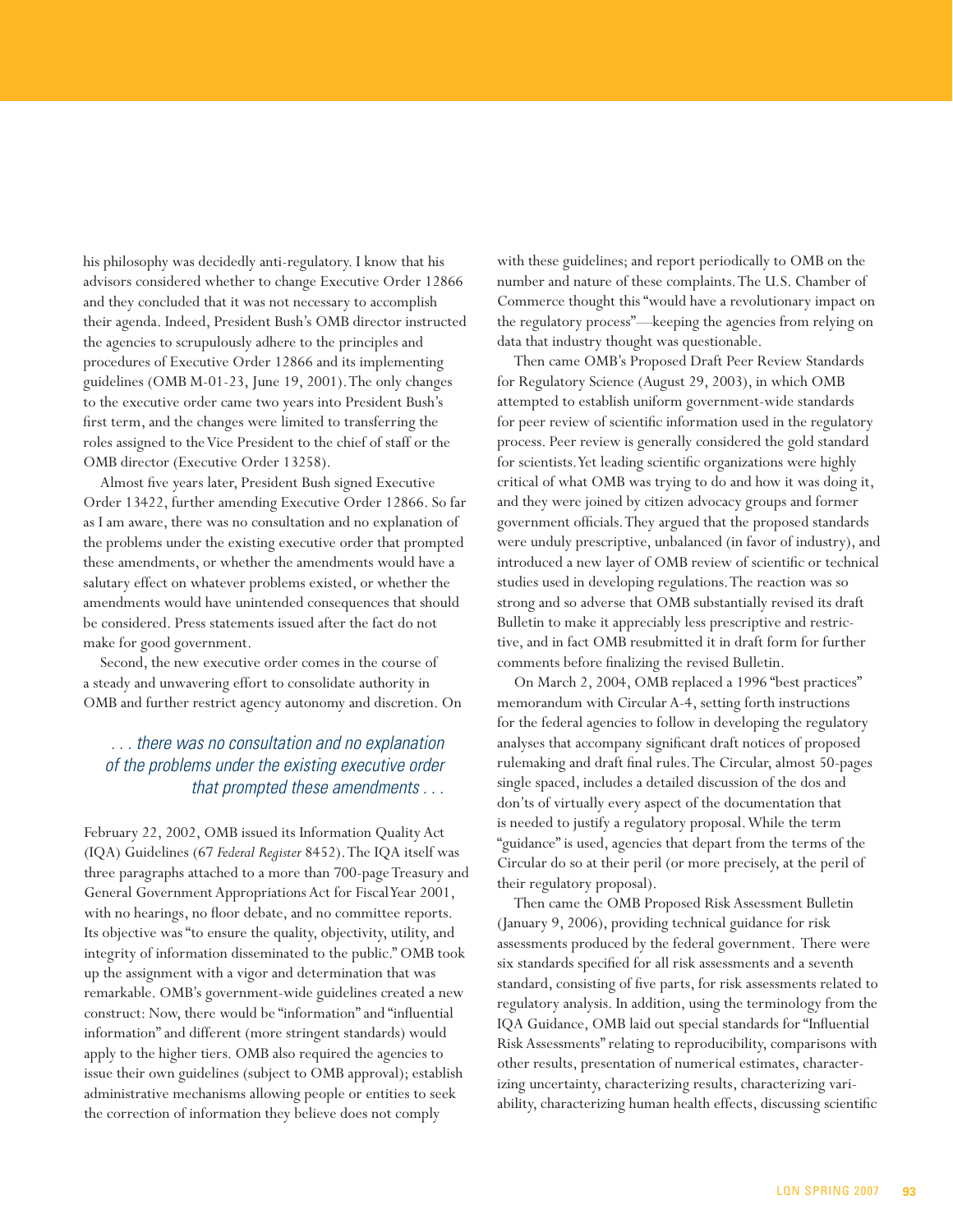his philosophy was decidedly anti-regulatory. I know that his advisors considered whether to change Executive Order 12866 and they concluded that it was not necessary to accomplish their agenda. Indeed, President Bush's OMB director instructed the agencies to scrupulously adhere to the principles and procedures of Executive Order 12866 and its implementing guidelines (OMB M-01-23, June 19, 2001). The only changes to the executive order came two years into President Bush's first term, and the changes were limited to transferring the roles assigned to the Vice President to the chief of staff or the OMB director (Executive Order 13258).

Almost five years later, President Bush signed Executive Order 13422, further amending Executive Order 12866. So far as I am aware, there was no consultation and no explanation of the problems under the existing executive order that prompted these amendments, or whether the amendments would have a salutary effect on whatever problems existed, or whether the amendments would have unintended consequences that should be considered. Press statements issued after the fact do not make for good government.

Second, the new executive order comes in the course of a steady and unwavering effort to consolidate authority in OMB and further restrict agency autonomy and discretion. On February 22, 2002, OMB issued its Information Quality Act (IQA) Guidelines (67 *Federal Register* 8452). The IQA itself was three paragraphs attached to a more than 700-page Treasury and General Government Appropriations Act for Fiscal Year 2001, with no hearings, no floor debate, and no committee reports. Its objective was "to ensure the quality, objectivity, utility, and integrity of information disseminated to the public." OMB took up the assignment with a vigor and determination that was remarkable. OMB's government-wide guidelines created a new construct: Now, there would be "information" and "influential information" and different (more stringent standards) would apply to the higher tiers. OMB also required the agencies to issue their own guidelines (subject to OMB approval); establish administrative mechanisms allowing people or entities to seek the correction of information they believe does not comply with these guidelines; and report periodically to OMB on the number and nature of these complaints. The U.S. Chamber of Commerce thought this "would have a revolutionary impact on the regulatory process"—keeping the agencies from relying on data that industry thought was questionable.

> *. . . there was no consultation and no explanation of the problems under the existing executive order that prompted these amendments . . .*

Then came OMB's Proposed Draft Peer Review Standards for Regulatory Science (August 29, 2003), in which OMB attempted to establish uniform government-wide standards for peer review of scientific information used in the regulatory process. Peer review is generally considered the gold standard for scientists. Yet leading scientific organizations were highly critical of what OMB was trying to do and how it was doing it, and they were joined by citizen advocacy groups and former government officials. They argued that the proposed standards were unduly prescriptive, unbalanced (in favor of industry), and introduced a new layer of OMB review of scientific or technical studies used in developing regulations. The reaction was so strong and so adverse that OMB substantially revised its draft Bulletin to make it appreciably less prescriptive and restrictive, and in fact OMB resubmitted it in draft form for further comments before finalizing the revised Bulletin.

On March 2, 2004, OMB replaced a 1996 "best practices" memorandum with Circular A-4, setting forth instructions for the federal agencies to follow in developing the regulatory analyses that accompany significant draft notices of proposed rulemaking and draft final rules. The Circular, almost 50-pages single spaced, includes a detailed discussion of the dos and don'ts of virtually every aspect of the documentation that is needed to justify a regulatory proposal. While the term "guidance" is used, agencies that depart from the terms of the Circular do so at their peril (or more precisely, at the peril of their regulatory proposal).

Then came the OMB Proposed Risk Assessment Bulletin (January 9, 2006), providing technical guidance for risk assessments produced by the federal government. There were six standards specified for all risk assessments and a seventh standard, consisting of five parts, for risk assessments related to regulatory analysis. In addition, using the terminology from the IQA Guidance, OMB laid out special standards for "Influential Risk Assessments" relating to reproducibility, comparisons with other results, presentation of numerical estimates, characterizing uncertainty, characterizing results, characterizing variability, characterizing human health effects, discussing scientific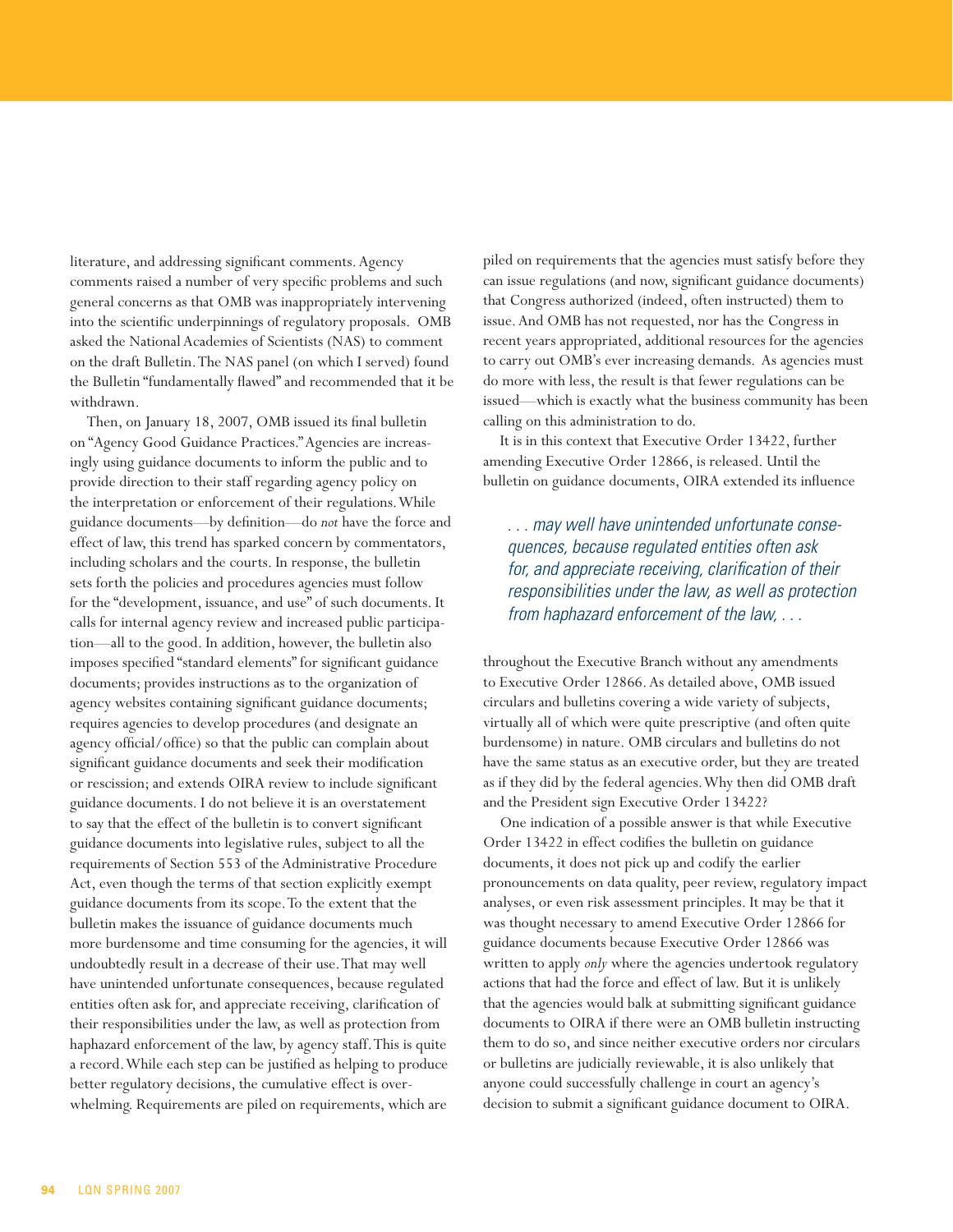literature, and addressing significant comments. Agency comments raised a number of very specific problems and such general concerns as that OMB was inappropriately intervening into the scientific underpinnings of regulatory proposals. OMB asked the National Academies of Scientists (NAS) to comment on the draft Bulletin. The NAS panel (on which I served) found the Bulletin "fundamentally flawed" and recommended that it be withdrawn.

Then, on January 18, 2007, OMB issued its final bulletin on "Agency Good Guidance Practices." Agencies are increasingly using guidance documents to inform the public and to provide direction to their staff regarding agency policy on the interpretation or enforcement of their regulations. While guidance documents—by definition—do *not* have the force and effect of law, this trend has sparked concern by commentators, including scholars and the courts. In response, the bulletin sets forth the policies and procedures agencies must follow for the "development, issuance, and use" of such documents. It calls for internal agency review and increased public participation—all to the good. In addition, however, the bulletin also imposes specified "standard elements" for significant guidance documents; provides instructions as to the organization of agency websites containing significant guidance documents; requires agencies to develop procedures (and designate an agency official/office) so that the public can complain about significant guidance documents and seek their modification or rescission; and extends OIRA review to include significant guidance documents. I do not believe it is an overstatement to say that the effect of the bulletin is to convert significant guidance documents into legislative rules, subject to all the requirements of Section 553 of the Administrative Procedure Act, even though the terms of that section explicitly exempt guidance documents from its scope. To the extent that the bulletin makes the issuance of guidance documents much more burdensome and time consuming for the agencies, it will undoubtedly result in a decrease of their use. That may well have unintended unfortunate consequences, because regulated entities often ask for, and appreciate receiving, clarification of their responsibilities under the law, as well as protection from haphazard enforcement of the law, by agency staff. This is quite a record. While each step can be justified as helping to produce better regulatory decisions, the cumulative effect is overwhelming. Requirements are piled on requirements, which are piled on requirements that the agencies must satisfy before they can issue regulations (and now, significant guidance documents) that Congress authorized (indeed, often instructed) them to issue. And OMB has not requested, nor has the Congress in recent years appropriated, additional resources for the agencies to carry out OMB's ever increasing demands. As agencies must do more with less, the result is that fewer regulations can be issued—which is exactly what the business community has been calling on this administration to do.

It is in this context that Executive Order 13422, further amending Executive Order 12866, is released. Until the bulletin on guidance documents, OIRA extended its influence throughout the Executive Branch without any amendments to Executive Order 12866. As detailed above, OMB issued circulars and bulletins covering a wide variety of subjects, virtually all of which were quite prescriptive (and often quite burdensome) in nature. OMB circulars and bulletins do not have the same status as an executive order, but they are treated as if they did by the federal agencies. Why then did OMB draft and the President sign Executive Order 13422?

> *. . . may well have unintended unfortunate consequences, because regulated entities often ask for, and appreciate receiving, clarification of their responsibilities under the law, as well as protection from haphazard enforcement of the law, . . .*

One indication of a possible answer is that while Executive Order 13422 in effect codifies the bulletin on guidance documents, it does not pick up and codify the earlier pronouncements on data quality, peer review, regulatory impact analyses, or even risk assessment principles. It may be that it was thought necessary to amend Executive Order 12866 for guidance documents because Executive Order 12866 was written to apply *only* where the agencies undertook regulatory actions that had the force and effect of law. But it is unlikely that the agencies would balk at submitting significant guidance documents to OIRA if there were an OMB bulletin instructing them to do so, and since neither executive orders nor circulars or bulletins are judicially reviewable, it is also unlikely that anyone could successfully challenge in court an agency's decision to submit a significant guidance document to OIRA.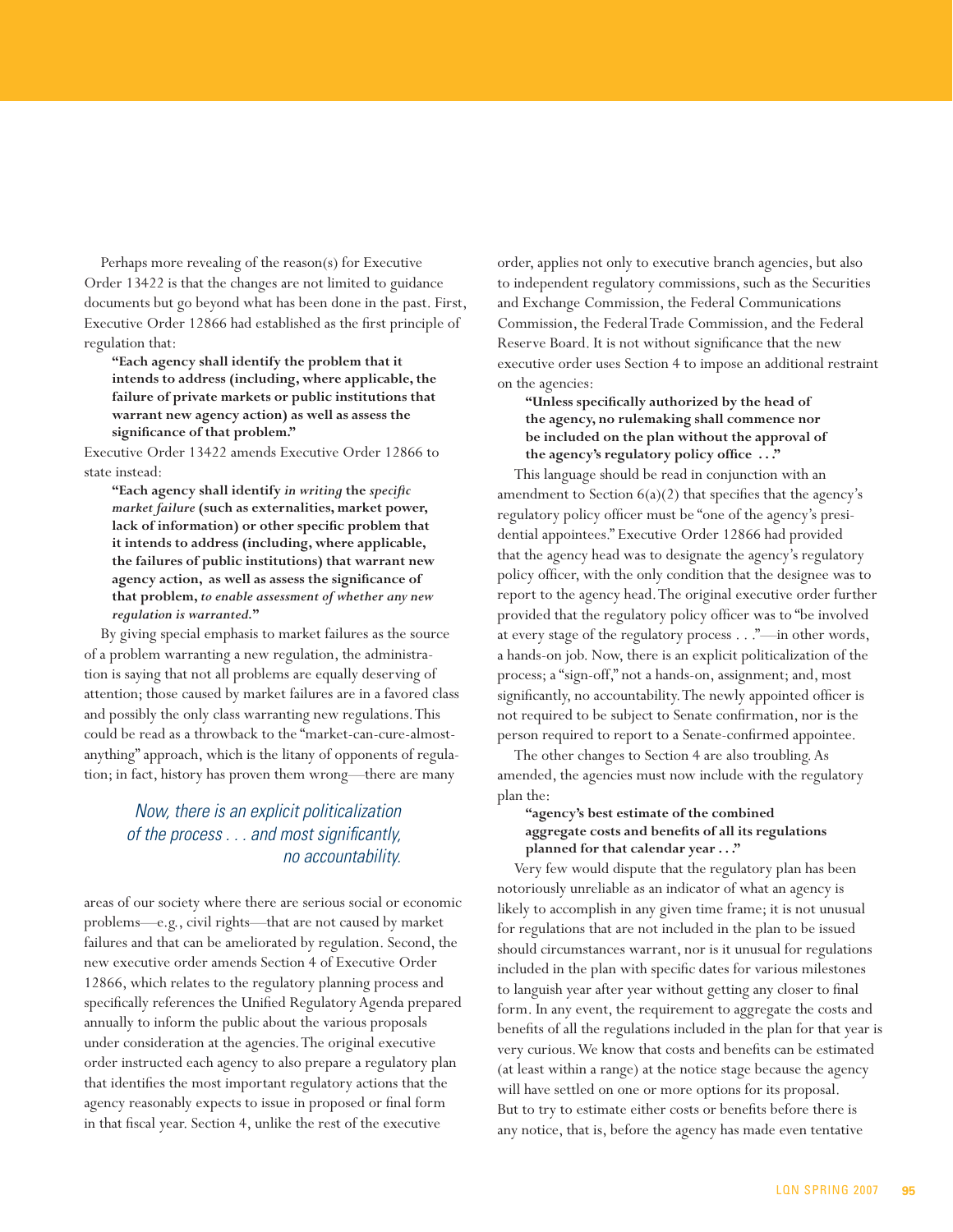Perhaps more revealing of the reason(s) for Executive Order 13422 is that the changes are not limited to guidance documents but go beyond what has been done in the past. First, Executive Order 12866 had established as the first principle of regulation that:

> **"Each agency shall identify the problem that it intends to address (including, where applicable, the failure of private markets or public institutions that warrant new agency action) as well as assess the significance of that problem."**

Executive Order 13422 amends Executive Order 12866 to state instead:

> **"Each agency shall identify *in writing* the *specific market failure* (such as externalities, market power, lack of information) or other specific problem that it intends to address (including, where applicable, the failures of public institutions) that warrant new agency action, as well as assess the significance of that problem, *to enable assessment of whether any new regulation is warranted.*"**

By giving special emphasis to market failures as the source of a problem warranting a new regulation, the administration is saying that not all problems are equally deserving of attention; those caused by market failures are in a favored class and possibly the only class warranting new regulations. This could be read as a throwback to the "market-can-cure-almost-anything" approach, which is the litany of opponents of regulation; in fact, history has proven them wrong—there are many areas of our society where there are serious social or economic problems—e.g., civil rights—that are not caused by market failures and that can be ameliorated by regulation. Second, the new executive order amends Section 4 of Executive Order 12866, which relates to the regulatory planning process and specifically references the Unified Regulatory Agenda prepared annually to inform the public about the various proposals under consideration at the agencies. The original executive order instructed each agency to also prepare a regulatory plan that identifies the most important regulatory actions that the agency reasonably expects to issue in proposed or final form in that fiscal year. Section 4, unlike the rest of the executive order, applies not only to executive branch agencies, but also to independent regulatory commissions, such as the Securities and Exchange Commission, the Federal Communications Commission, the Federal Trade Commission, and the Federal Reserve Board. It is not without significance that the new executive order uses Section 4 to impose an additional restraint on the agencies:

*Now, there is an explicit politicalization of the process . . . and most significantly, no accountability.*

> **"Unless specifically authorized by the head of the agency, no rulemaking shall commence nor be included on the plan without the approval of the agency's regulatory policy office . . ."**

This language should be read in conjunction with an amendment to Section 6(a)(2) that specifies that the agency's regulatory policy officer must be "one of the agency's presidential appointees." Executive Order 12866 had provided that the agency head was to designate the agency's regulatory policy officer, with the only condition that the designee was to report to the agency head. The original executive order further provided that the regulatory policy officer was to "be involved at every stage of the regulatory process . . ."—in other words, a hands-on job. Now, there is an explicit politicalization of the process; a "sign-off," not a hands-on, assignment; and, most significantly, no accountability. The newly appointed officer is not required to be subject to Senate confirmation, nor is the person required to report to a Senate-confirmed appointee.

The other changes to Section 4 are also troubling. As amended, the agencies must now include with the regulatory plan the:

> **"agency's best estimate of the combined aggregate costs and benefits of all its regulations planned for that calendar year . . ."**

Very few would dispute that the regulatory plan has been notoriously unreliable as an indicator of what an agency is likely to accomplish in any given time frame; it is not unusual for regulations that are not included in the plan to be issued should circumstances warrant, nor is it unusual for regulations included in the plan with specific dates for various milestones to languish year after year without getting any closer to final form. In any event, the requirement to aggregate the costs and benefits of all the regulations included in the plan for that year is very curious. We know that costs and benefits can be estimated (at least within a range) at the notice stage because the agency will have settled on one or more options for its proposal. But to try to estimate either costs or benefits before there is any notice, that is, before the agency has made even tentative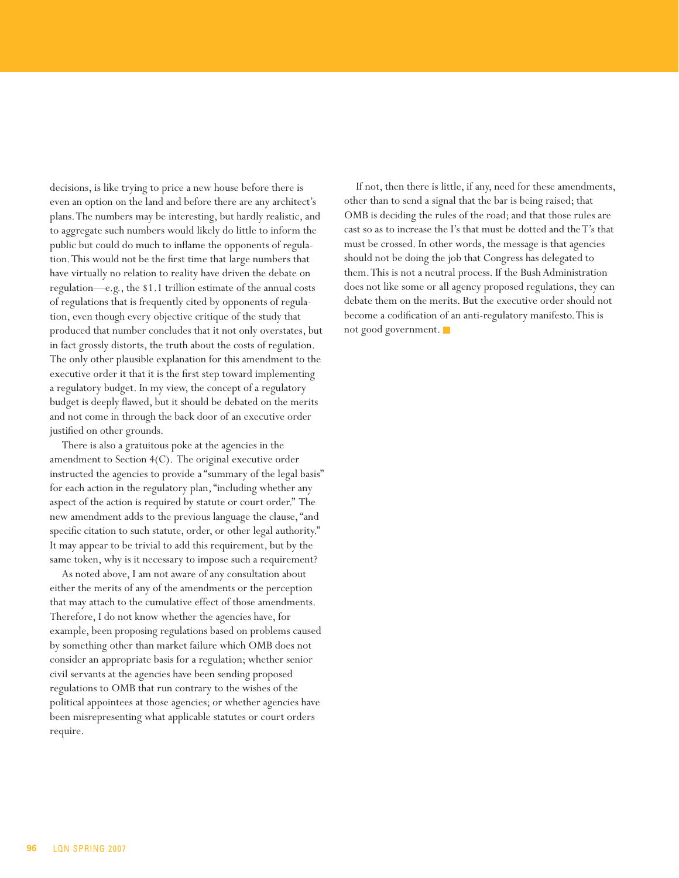decisions, is like trying to price a new house before there is even an option on the land and before there are any architect's plans. The numbers may be interesting, but hardly realistic, and to aggregate such numbers would likely do little to inform the public but could do much to inflame the opponents of regulation. This would not be the first time that large numbers that have virtually no relation to reality have driven the debate on regulation—e.g., the $1.1 trillion estimate of the annual costs of regulations that is frequently cited by opponents of regulation, even though every objective critique of the study that produced that number concludes that it not only overstates, but in fact grossly distorts, the truth about the costs of regulation. The only other plausible explanation for this amendment to the executive order it that it is the first step toward implementing a regulatory budget. In my view, the concept of a regulatory budget is deeply flawed, but it should be debated on the merits and not come in through the back door of an executive order justified on other grounds.

There is also a gratuitous poke at the agencies in the amendment to Section 4(C). The original executive order instructed the agencies to provide a "summary of the legal basis" for each action in the regulatory plan, "including whether any aspect of the action is required by statute or court order." The new amendment adds to the previous language the clause, "and specific citation to such statute, order, or other legal authority." It may appear to be trivial to add this requirement, but by the same token, why is it necessary to impose such a requirement?

As noted above, I am not aware of any consultation about either the merits of any of the amendments or the perception that may attach to the cumulative effect of those amendments. Therefore, I do not know whether the agencies have, for example, been proposing regulations based on problems caused by something other than market failure which OMB does not consider an appropriate basis for a regulation; whether senior civil servants at the agencies have been sending proposed regulations to OMB that run contrary to the wishes of the political appointees at those agencies; or whether agencies have been misrepresenting what applicable statutes or court orders require.

If not, then there is little, if any, need for these amendments, other than to send a signal that the bar is being raised; that OMB is deciding the rules of the road; and that those rules are cast so as to increase the I's that must be dotted and the T's that must be crossed. In other words, the message is that agencies should not be doing the job that Congress has delegated to them. This is not a neutral process. If the Bush Administration does not like some or all agency proposed regulations, they can debate them on the merits. But the executive order should not become a codification of an anti-regulatory manifesto. This is not good government. ■